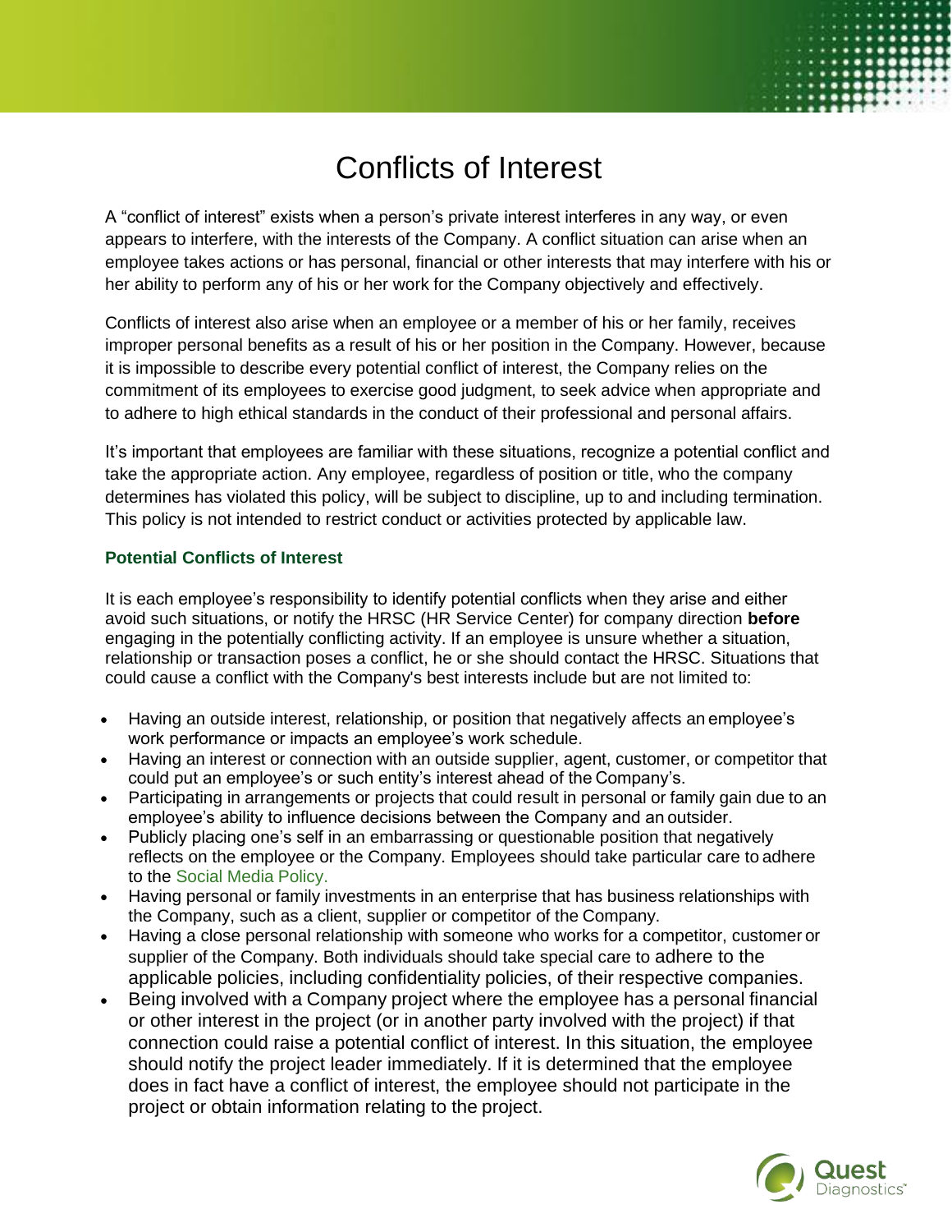# Conflicts of Interest

A "conflict of interest" exists when a person's private interest interferes in any way, or even appears to interfere, with the interests of the Company. A conflict situation can arise when an employee takes actions or has personal, financial or other interests that may interfere with his or her ability to perform any of his or her work for the Company objectively and effectively.

Conflicts of interest also arise when an employee or a member of his or her family, receives improper personal benefits as a result of his or her position in the Company. However, because it is impossible to describe every potential conflict of interest, the Company relies on the commitment of its employees to exercise good judgment, to seek advice when appropriate and to adhere to high ethical standards in the conduct of their professional and personal affairs.

It's important that employees are familiar with these situations, recognize a potential conflict and take the appropriate action. Any employee, regardless of position or title, who the company determines has violated this policy, will be subject to discipline, up to and including termination. This policy is not intended to restrict conduct or activities protected by applicable law.

### Potential Conflicts of Interest

It is each employee's responsibility to identify potential conflicts when they arise and either avoid such situations, or notify the HRSC (HR Service Center) for company direction **before** engaging in the potentially conflicting activity. If an employee is unsure whether a situation, relationship or transaction poses a conflict, he or she should contact the HRSC. Situations that could cause a conflict with the Company's best interests include but are not limited to:

- Having an outside interest, relationship, or position that negatively affects an employee's work performance or impacts an employee's work schedule.
- Having an interest or connection with an outside supplier, agent, customer, or competitor that could put an employee's or such entity's interest ahead of the Company's.
- Participating in arrangements or projects that could result in personal or family gain due to an employee's ability to influence decisions between the Company and an outsider.
- Publicly placing one's self in an embarrassing or questionable position that negatively reflects on the employee or the Company. Employees should take particular care to adhere to the Social Media Policy.
- Having personal or family investments in an enterprise that has business relationships with the Company, such as a client, supplier or competitor of the Company.
- Having a close personal relationship with someone who works for a competitor, customer or supplier of the Company. Both individuals should take special care to adhere to the applicable policies, including confidentiality policies, of their respective companies.
- Being involved with a Company project where the employee has a personal financial or other interest in the project (or in another party involved with the project) if that connection could raise a potential conflict of interest. In this situation, the employee should notify the project leader immediately. If it is determined that the employee does in fact have a conflict of interest, the employee should not participate in the project or obtain information relating to the project.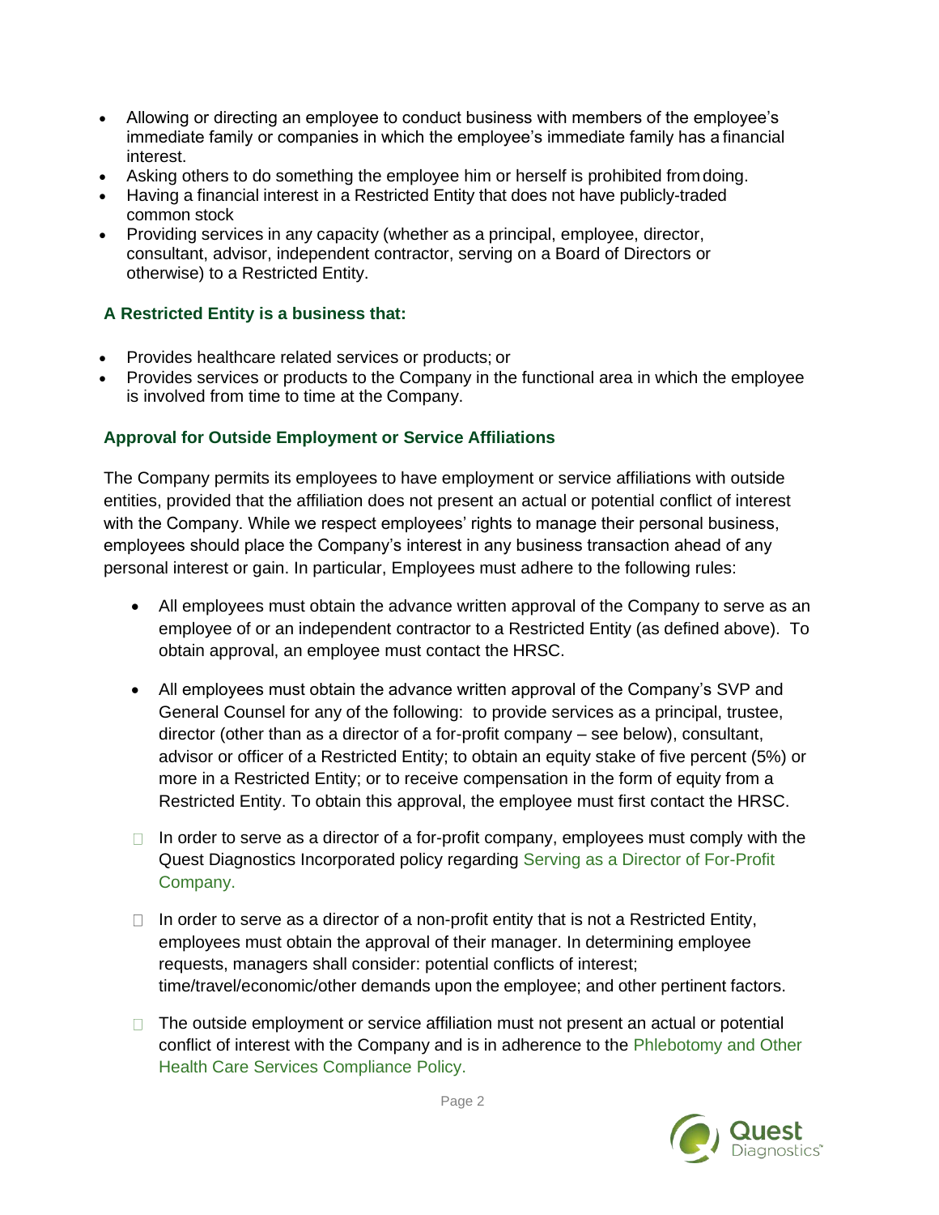- Allowing or directing an employee to conduct business with members of the employee's immediate family or companies in which the employee's immediate family has a financial interest.
- Asking others to do something the employee him or herself is prohibited from doing.
- Having a financial interest in a Restricted Entity that does not have publicly-traded common stock
- Providing services in any capacity (whether as a principal, employee, director, consultant, advisor, independent contractor, serving on a Board of Directors or otherwise) to a Restricted Entity.

### A Restricted Entity is a business that:

- Provides healthcare related services or products; or
- Provides services or products to the Company in the functional area in which the employee is involved from time to time at the Company.

### Approval for Outside Employment or Service Affiliations

The Company permits its employees to have employment or service affiliations with outside entities, provided that the affiliation does not present an actual or potential conflict of interest with the Company. While we respect employees' rights to manage their personal business, employees should place the Company's interest in any business transaction ahead of any personal interest or gain. In particular, Employees must adhere to the following rules:

- All employees must obtain the advance written approval of the Company to serve as an employee of or an independent contractor to a Restricted Entity (as defined above). To obtain approval, an employee must contact the HRSC.

- All employees must obtain the advance written approval of the Company's SVP and General Counsel for any of the following: to provide services as a principal, trustee, director (other than as a director of a for-profit company – see below), consultant, advisor or officer of a Restricted Entity; to obtain an equity stake of five percent (5%) or more in a Restricted Entity; or to receive compensation in the form of equity from a Restricted Entity. To obtain this approval, the employee must first contact the HRSC.

- In order to serve as a director of a for-profit company, employees must comply with the Quest Diagnostics Incorporated policy regarding Serving as a Director of For-Profit Company.

- In order to serve as a director of a non-profit entity that is not a Restricted Entity, employees must obtain the approval of their manager. In determining employee requests, managers shall consider: potential conflicts of interest; time/travel/economic/other demands upon the employee; and other pertinent factors.

- The outside employment or service affiliation must not present an actual or potential conflict of interest with the Company and is in adherence to the Phlebotomy and Other Health Care Services Compliance Policy.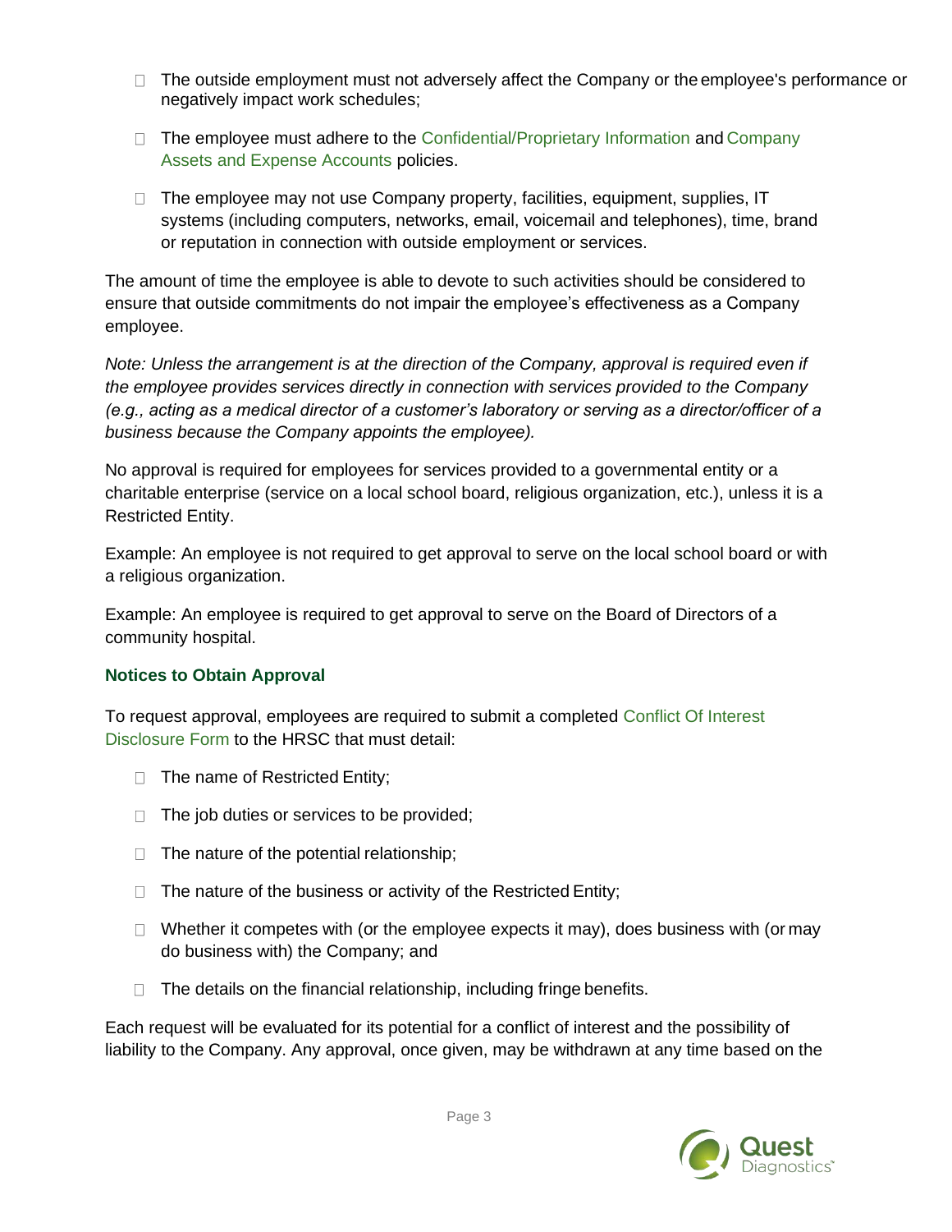- The outside employment must not adversely affect the Company or the employee's performance or negatively impact work schedules;
- The employee must adhere to the Confidential/Proprietary Information and Company Assets and Expense Accounts policies.
- The employee may not use Company property, facilities, equipment, supplies, IT systems (including computers, networks, email, voicemail and telephones), time, brand or reputation in connection with outside employment or services.

The amount of time the employee is able to devote to such activities should be considered to ensure that outside commitments do not impair the employee's effectiveness as a Company employee.

*Note: Unless the arrangement is at the direction of the Company, approval is required even if the employee provides services directly in connection with services provided to the Company (e.g., acting as a medical director of a customer's laboratory or serving as a director/officer of a business because the Company appoints the employee).*

No approval is required for employees for services provided to a governmental entity or a charitable enterprise (service on a local school board, religious organization, etc.), unless it is a Restricted Entity.

Example: An employee is not required to get approval to serve on the local school board or with a religious organization.

Example: An employee is required to get approval to serve on the Board of Directors of a community hospital.

### Notices to Obtain Approval

To request approval, employees are required to submit a completed Conflict Of Interest Disclosure Form to the HRSC that must detail:

- The name of Restricted Entity;
- The job duties or services to be provided;
- The nature of the potential relationship;
- The nature of the business or activity of the Restricted Entity;
- Whether it competes with (or the employee expects it may), does business with (or may do business with) the Company; and
- The details on the financial relationship, including fringe benefits.

Each request will be evaluated for its potential for a conflict of interest and the possibility of liability to the Company. Any approval, once given, may be withdrawn at any time based on the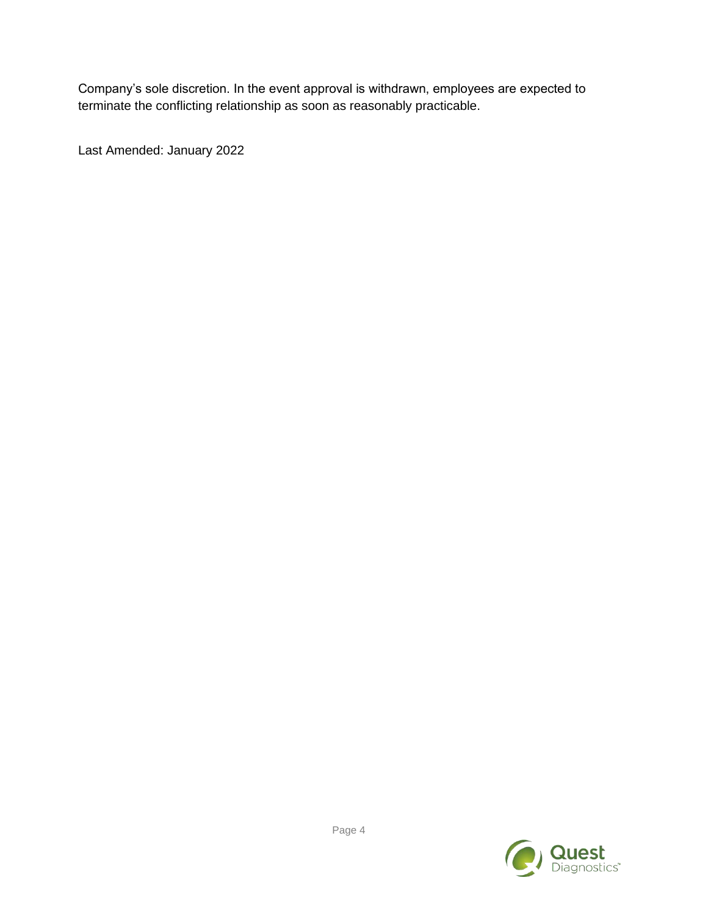Company's sole discretion. In the event approval is withdrawn, employees are expected to terminate the conflicting relationship as soon as reasonably practicable.

Last Amended: January 2022